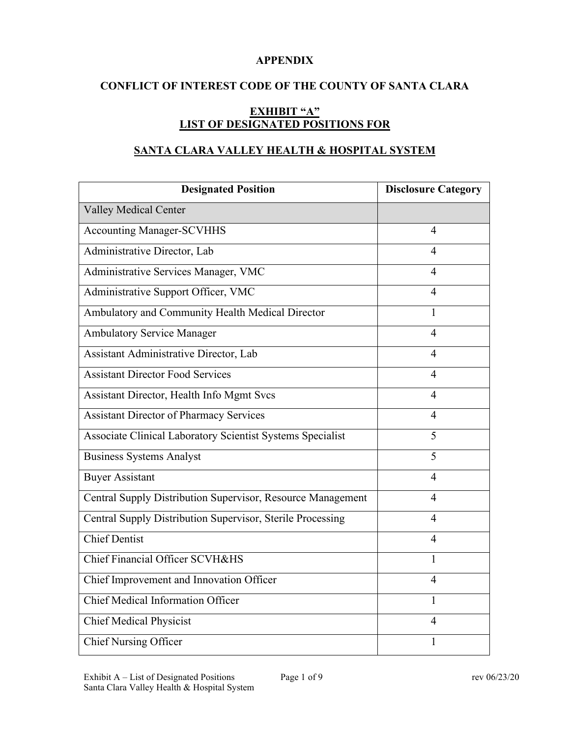**APPENDIX**

**CONFLICT OF INTEREST CODE OF THE COUNTY OF SANTA CLARA**

**EXHIBIT "A"**
**LIST OF DESIGNATED POSITIONS FOR**

**SANTA CLARA VALLEY HEALTH & HOSPITAL SYSTEM**

| Designated Position | Disclosure Category |
|---|---|
| Valley Medical Center | |
| Accounting Manager-SCVHHS | 4 |
| Administrative Director, Lab | 4 |
| Administrative Services Manager, VMC | 4 |
| Administrative Support Officer, VMC | 4 |
| Ambulatory and Community Health Medical Director | 1 |
| Ambulatory Service Manager | 4 |
| Assistant Administrative Director, Lab | 4 |
| Assistant Director Food Services | 4 |
| Assistant Director, Health Info Mgmt Svcs | 4 |
| Assistant Director of Pharmacy Services | 4 |
| Associate Clinical Laboratory Scientist Systems Specialist | 5 |
| Business Systems Analyst | 5 |
| Buyer Assistant | 4 |
| Central Supply Distribution Supervisor, Resource Management | 4 |
| Central Supply Distribution Supervisor, Sterile Processing | 4 |
| Chief Dentist | 4 |
| Chief Financial Officer SCVH&HS | 1 |
| Chief Improvement and Innovation Officer | 4 |
| Chief Medical Information Officer | 1 |
| Chief Medical Physicist | 4 |
| Chief Nursing Officer | 1 |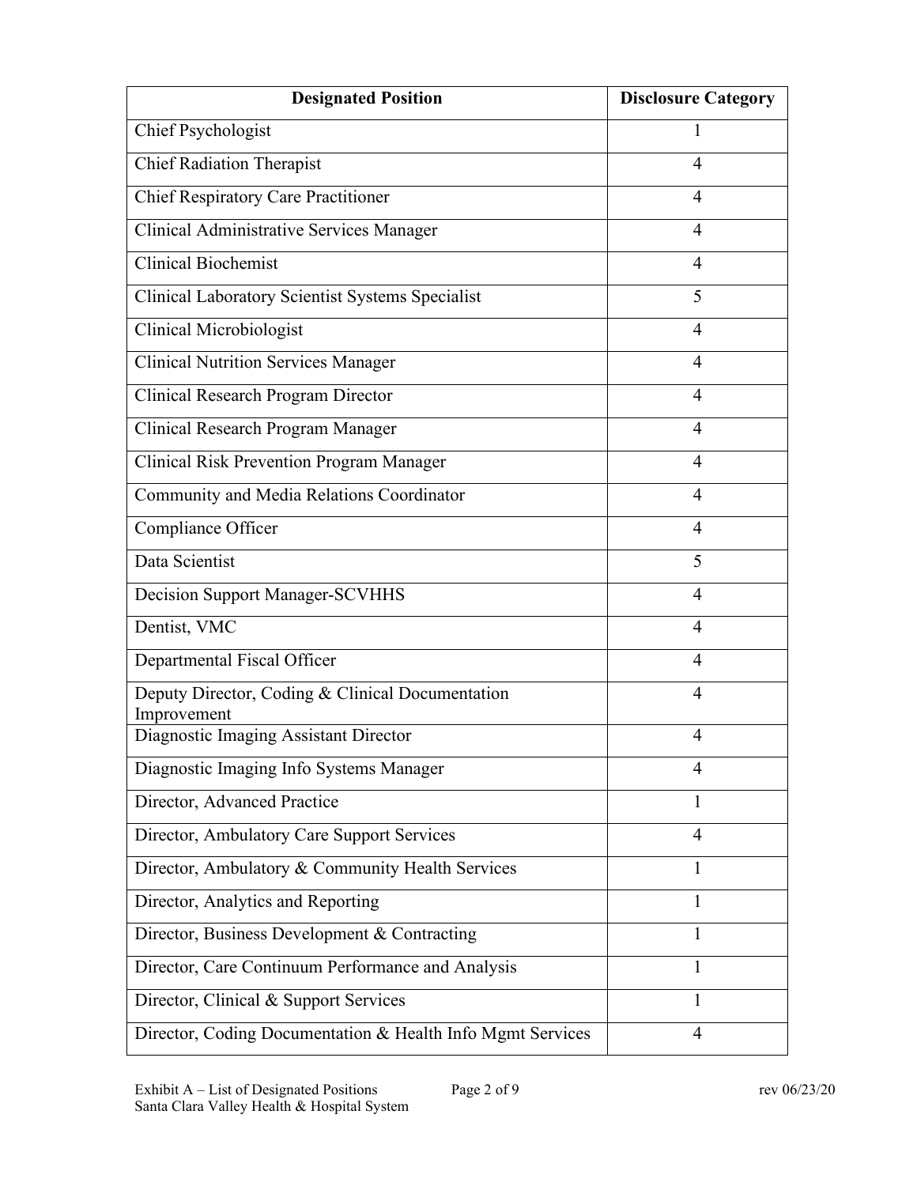| Designated Position | Disclosure Category |
|---|---|
| Chief Psychologist | 1 |
| Chief Radiation Therapist | 4 |
| Chief Respiratory Care Practitioner | 4 |
| Clinical Administrative Services Manager | 4 |
| Clinical Biochemist | 4 |
| Clinical Laboratory Scientist Systems Specialist | 5 |
| Clinical Microbiologist | 4 |
| Clinical Nutrition Services Manager | 4 |
| Clinical Research Program Director | 4 |
| Clinical Research Program Manager | 4 |
| Clinical Risk Prevention Program Manager | 4 |
| Community and Media Relations Coordinator | 4 |
| Compliance Officer | 4 |
| Data Scientist | 5 |
| Decision Support Manager-SCVHHS | 4 |
| Dentist, VMC | 4 |
| Departmental Fiscal Officer | 4 |
| Deputy Director, Coding & Clinical Documentation Improvement | 4 |
| Diagnostic Imaging Assistant Director | 4 |
| Diagnostic Imaging Info Systems Manager | 4 |
| Director, Advanced Practice | 1 |
| Director, Ambulatory Care Support Services | 4 |
| Director, Ambulatory & Community Health Services | 1 |
| Director, Analytics and Reporting | 1 |
| Director, Business Development & Contracting | 1 |
| Director, Care Continuum Performance and Analysis | 1 |
| Director, Clinical & Support Services | 1 |
| Director, Coding Documentation & Health Info Mgmt Services | 4 |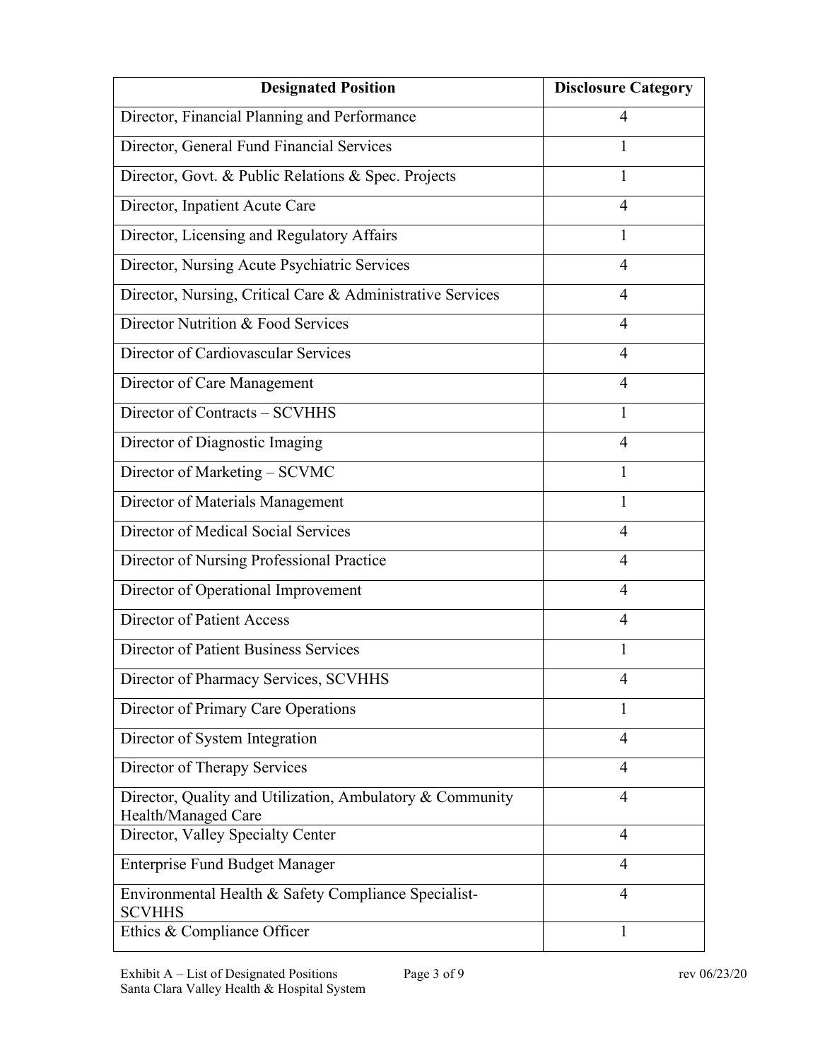| Designated Position | Disclosure Category |
|---|---|
| Director, Financial Planning and Performance | 4 |
| Director, General Fund Financial Services | 1 |
| Director, Govt. & Public Relations & Spec. Projects | 1 |
| Director, Inpatient Acute Care | 4 |
| Director, Licensing and Regulatory Affairs | 1 |
| Director, Nursing Acute Psychiatric Services | 4 |
| Director, Nursing, Critical Care & Administrative Services | 4 |
| Director Nutrition & Food Services | 4 |
| Director of Cardiovascular Services | 4 |
| Director of Care Management | 4 |
| Director of Contracts – SCVHHS | 1 |
| Director of Diagnostic Imaging | 4 |
| Director of Marketing – SCVMC | 1 |
| Director of Materials Management | 1 |
| Director of Medical Social Services | 4 |
| Director of Nursing Professional Practice | 4 |
| Director of Operational Improvement | 4 |
| Director of Patient Access | 4 |
| Director of Patient Business Services | 1 |
| Director of Pharmacy Services, SCVHHS | 4 |
| Director of Primary Care Operations | 1 |
| Director of System Integration | 4 |
| Director of Therapy Services | 4 |
| Director, Quality and Utilization, Ambulatory & Community Health/Managed Care | 4 |
| Director, Valley Specialty Center | 4 |
| Enterprise Fund Budget Manager | 4 |
| Environmental Health & Safety Compliance Specialist-SCVHHS | 4 |
| Ethics & Compliance Officer | 1 |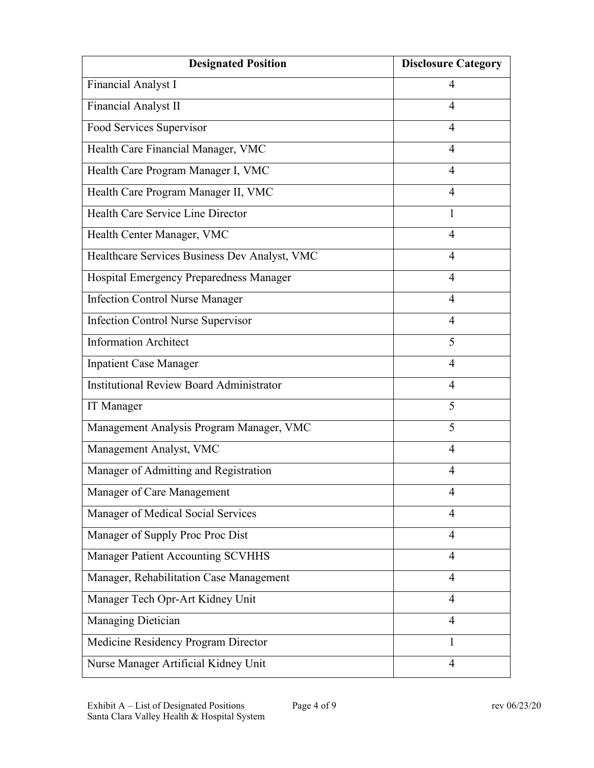| Designated Position | Disclosure Category |
|---|---|
| Financial Analyst I | 4 |
| Financial Analyst II | 4 |
| Food Services Supervisor | 4 |
| Health Care Financial Manager, VMC | 4 |
| Health Care Program Manager I, VMC | 4 |
| Health Care Program Manager II, VMC | 4 |
| Health Care Service Line Director | 1 |
| Health Center Manager, VMC | 4 |
| Healthcare Services Business Dev Analyst, VMC | 4 |
| Hospital Emergency Preparedness Manager | 4 |
| Infection Control Nurse Manager | 4 |
| Infection Control Nurse Supervisor | 4 |
| Information Architect | 5 |
| Inpatient Case Manager | 4 |
| Institutional Review Board Administrator | 4 |
| IT Manager | 5 |
| Management Analysis Program Manager, VMC | 5 |
| Management Analyst, VMC | 4 |
| Manager of Admitting and Registration | 4 |
| Manager of Care Management | 4 |
| Manager of Medical Social Services | 4 |
| Manager of Supply Proc Proc Dist | 4 |
| Manager Patient Accounting SCVHHS | 4 |
| Manager, Rehabilitation Case Management | 4 |
| Manager Tech Opr-Art Kidney Unit | 4 |
| Managing Dietician | 4 |
| Medicine Residency Program Director | 1 |
| Nurse Manager Artificial Kidney Unit | 4 |

Exhibit A – List of Designated Positions
Santa Clara Valley Health & Hospital System
rev 06/23/20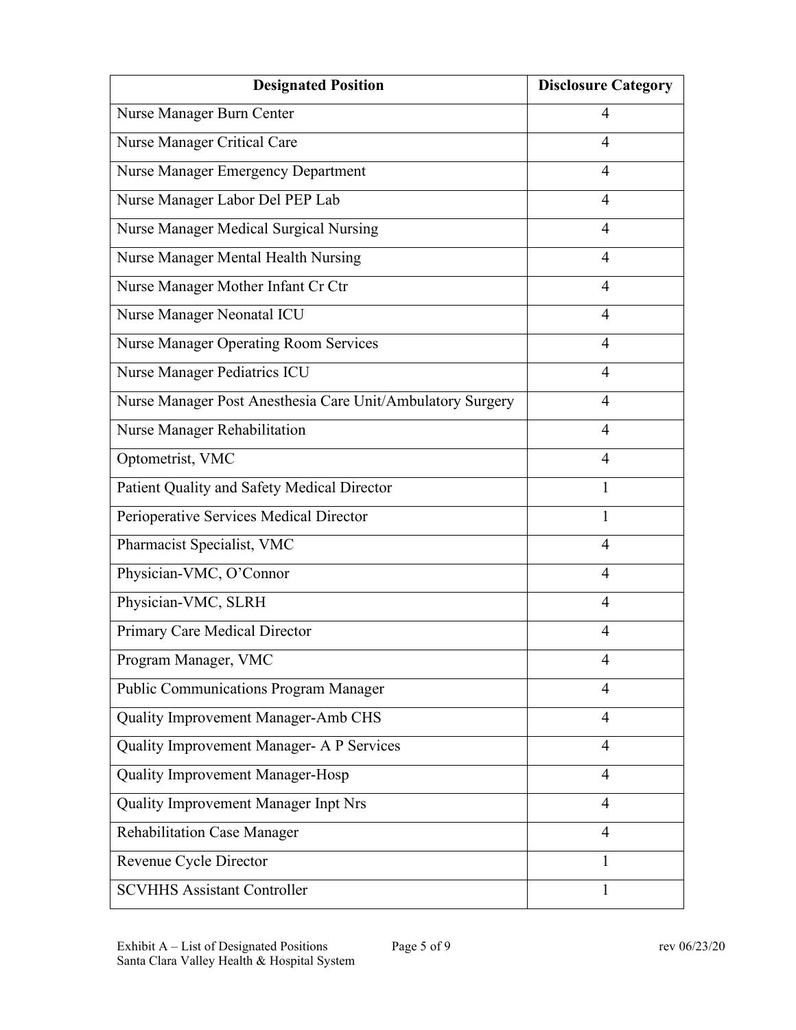| Designated Position | Disclosure Category |
|---|---|
| Nurse Manager Burn Center | 4 |
| Nurse Manager Critical Care | 4 |
| Nurse Manager Emergency Department | 4 |
| Nurse Manager Labor Del PEP Lab | 4 |
| Nurse Manager Medical Surgical Nursing | 4 |
| Nurse Manager Mental Health Nursing | 4 |
| Nurse Manager Mother Infant Cr Ctr | 4 |
| Nurse Manager Neonatal ICU | 4 |
| Nurse Manager Operating Room Services | 4 |
| Nurse Manager Pediatrics ICU | 4 |
| Nurse Manager Post Anesthesia Care Unit/Ambulatory Surgery | 4 |
| Nurse Manager Rehabilitation | 4 |
| Optometrist, VMC | 4 |
| Patient Quality and Safety Medical Director | 1 |
| Perioperative Services Medical Director | 1 |
| Pharmacist Specialist, VMC | 4 |
| Physician-VMC, O'Connor | 4 |
| Physician-VMC, SLRH | 4 |
| Primary Care Medical Director | 4 |
| Program Manager, VMC | 4 |
| Public Communications Program Manager | 4 |
| Quality Improvement Manager-Amb CHS | 4 |
| Quality Improvement Manager- A P Services | 4 |
| Quality Improvement Manager-Hosp | 4 |
| Quality Improvement Manager Inpt Nrs | 4 |
| Rehabilitation Case Manager | 4 |
| Revenue Cycle Director | 1 |
| SCVHHS Assistant Controller | 1 |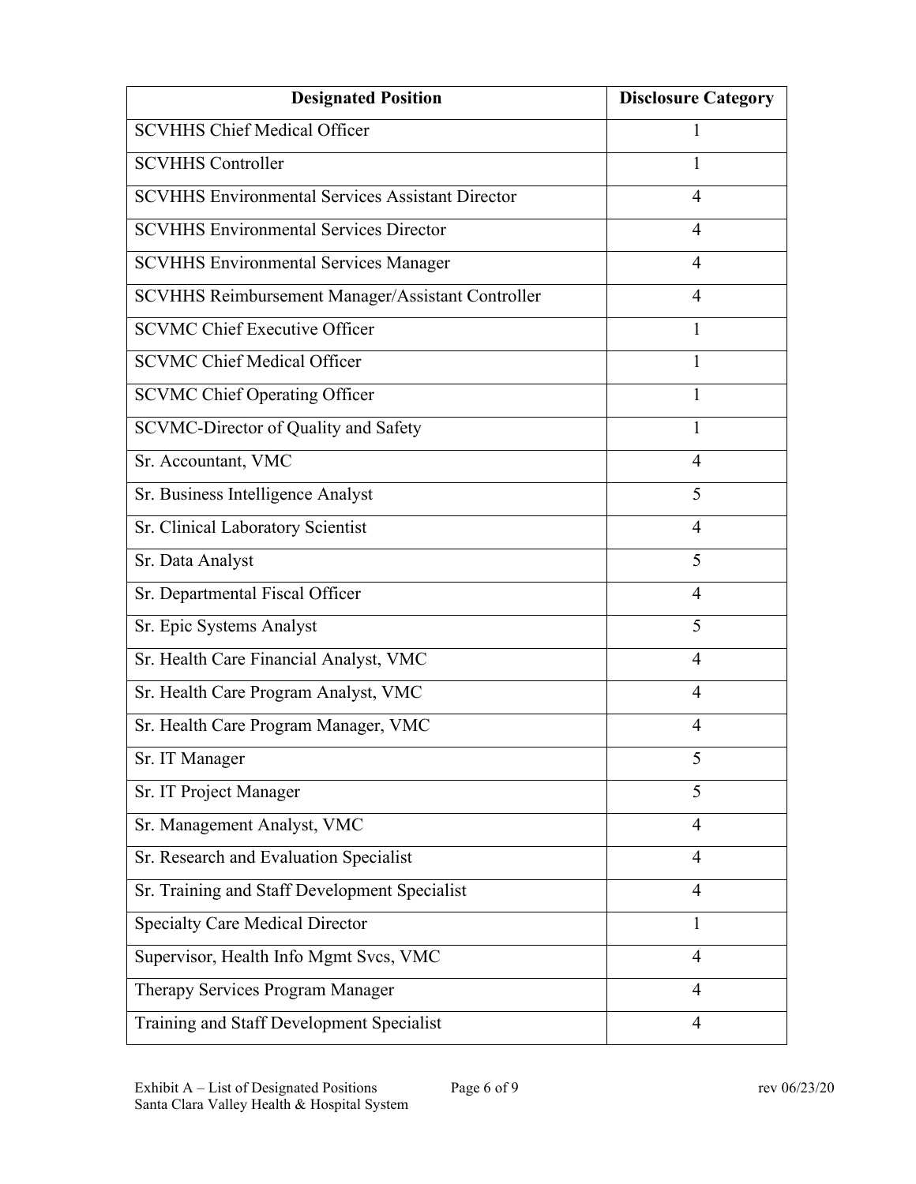| Designated Position | Disclosure Category |
|---|---|
| SCVHHS Chief Medical Officer | 1 |
| SCVHHS Controller | 1 |
| SCVHHS Environmental Services Assistant Director | 4 |
| SCVHHS Environmental Services Director | 4 |
| SCVHHS Environmental Services Manager | 4 |
| SCVHHS Reimbursement Manager/Assistant Controller | 4 |
| SCVMC Chief Executive Officer | 1 |
| SCVMC Chief Medical Officer | 1 |
| SCVMC Chief Operating Officer | 1 |
| SCVMC-Director of Quality and Safety | 1 |
| Sr. Accountant, VMC | 4 |
| Sr. Business Intelligence Analyst | 5 |
| Sr. Clinical Laboratory Scientist | 4 |
| Sr. Data Analyst | 5 |
| Sr. Departmental Fiscal Officer | 4 |
| Sr. Epic Systems Analyst | 5 |
| Sr. Health Care Financial Analyst, VMC | 4 |
| Sr. Health Care Program Analyst, VMC | 4 |
| Sr. Health Care Program Manager, VMC | 4 |
| Sr. IT Manager | 5 |
| Sr. IT Project Manager | 5 |
| Sr. Management Analyst, VMC | 4 |
| Sr. Research and Evaluation Specialist | 4 |
| Sr. Training and Staff Development Specialist | 4 |
| Specialty Care Medical Director | 1 |
| Supervisor, Health Info Mgmt Svcs, VMC | 4 |
| Therapy Services Program Manager | 4 |
| Training and Staff Development Specialist | 4 |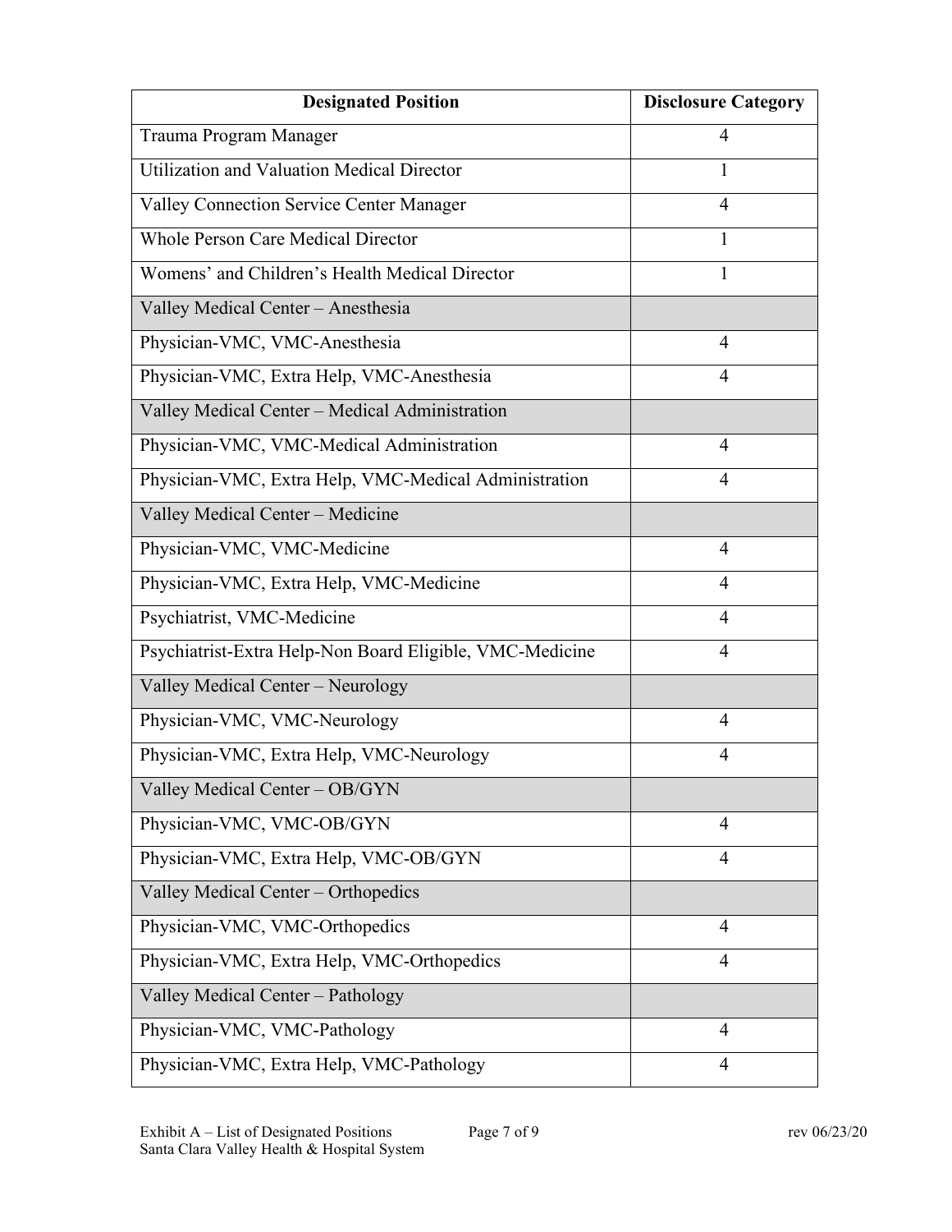| Designated Position | Disclosure Category |
|---|---|
| Trauma Program Manager | 4 |
| Utilization and Valuation Medical Director | 1 |
| Valley Connection Service Center Manager | 4 |
| Whole Person Care Medical Director | 1 |
| Womens' and Children's Health Medical Director | 1 |
| Valley Medical Center – Anesthesia | |
| Physician-VMC, VMC-Anesthesia | 4 |
| Physician-VMC, Extra Help, VMC-Anesthesia | 4 |
| Valley Medical Center – Medical Administration | |
| Physician-VMC, VMC-Medical Administration | 4 |
| Physician-VMC, Extra Help, VMC-Medical Administration | 4 |
| Valley Medical Center – Medicine | |
| Physician-VMC, VMC-Medicine | 4 |
| Physician-VMC, Extra Help, VMC-Medicine | 4 |
| Psychiatrist, VMC-Medicine | 4 |
| Psychiatrist-Extra Help-Non Board Eligible, VMC-Medicine | 4 |
| Valley Medical Center – Neurology | |
| Physician-VMC, VMC-Neurology | 4 |
| Physician-VMC, Extra Help, VMC-Neurology | 4 |
| Valley Medical Center – OB/GYN | |
| Physician-VMC, VMC-OB/GYN | 4 |
| Physician-VMC, Extra Help, VMC-OB/GYN | 4 |
| Valley Medical Center – Orthopedics | |
| Physician-VMC, VMC-Orthopedics | 4 |
| Physician-VMC, Extra Help, VMC-Orthopedics | 4 |
| Valley Medical Center – Pathology | |
| Physician-VMC, VMC-Pathology | 4 |
| Physician-VMC, Extra Help, VMC-Pathology | 4 |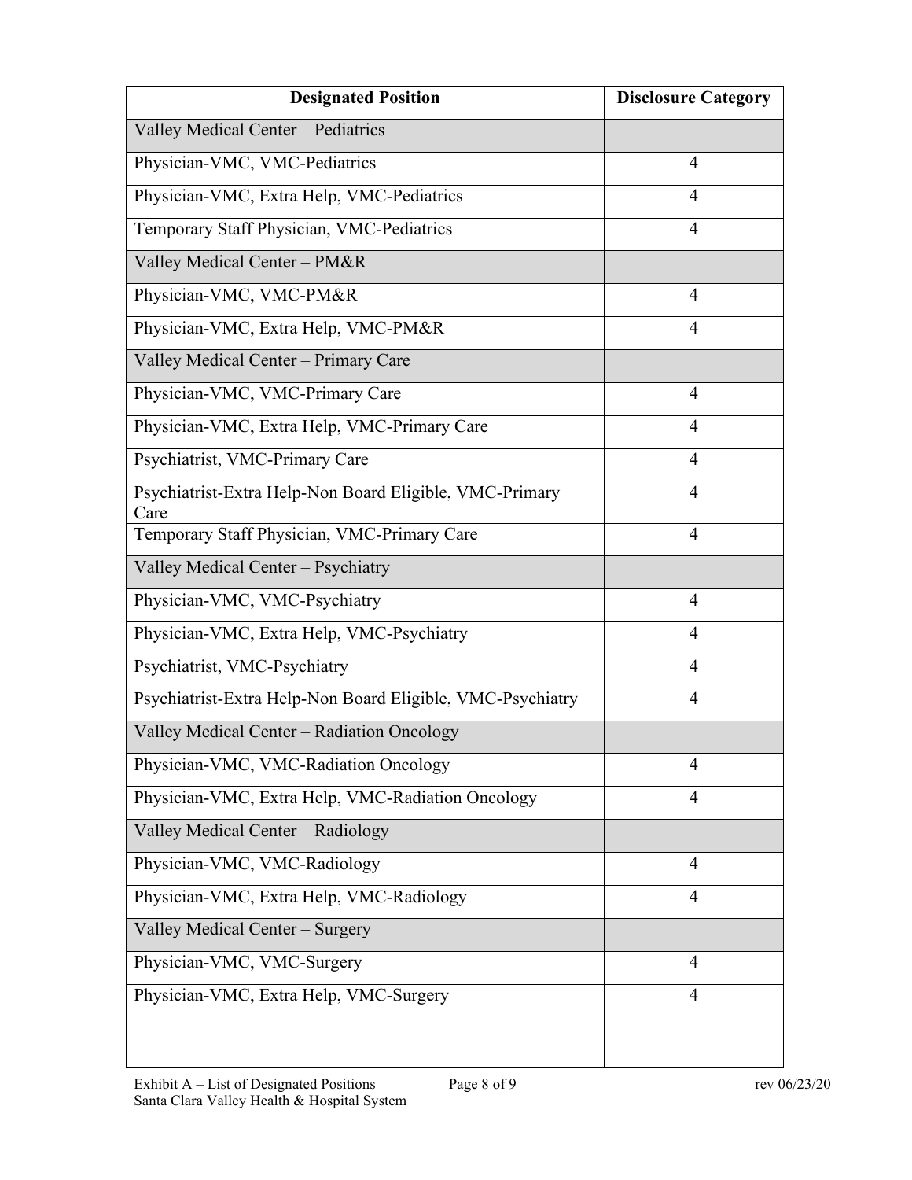| Designated Position | Disclosure Category |
| --- | --- |
| Valley Medical Center – Pediatrics | |
| Physician-VMC, VMC-Pediatrics | 4 |
| Physician-VMC, Extra Help, VMC-Pediatrics | 4 |
| Temporary Staff Physician, VMC-Pediatrics | 4 |
| Valley Medical Center – PM&R | |
| Physician-VMC, VMC-PM&R | 4 |
| Physician-VMC, Extra Help, VMC-PM&R | 4 |
| Valley Medical Center – Primary Care | |
| Physician-VMC, VMC-Primary Care | 4 |
| Physician-VMC, Extra Help, VMC-Primary Care | 4 |
| Psychiatrist, VMC-Primary Care | 4 |
| Psychiatrist-Extra Help-Non Board Eligible, VMC-Primary Care | 4 |
| Temporary Staff Physician, VMC-Primary Care | 4 |
| Valley Medical Center – Psychiatry | |
| Physician-VMC, VMC-Psychiatry | 4 |
| Physician-VMC, Extra Help, VMC-Psychiatry | 4 |
| Psychiatrist, VMC-Psychiatry | 4 |
| Psychiatrist-Extra Help-Non Board Eligible, VMC-Psychiatry | 4 |
| Valley Medical Center – Radiation Oncology | |
| Physician-VMC, VMC-Radiation Oncology | 4 |
| Physician-VMC, Extra Help, VMC-Radiation Oncology | 4 |
| Valley Medical Center – Radiology | |
| Physician-VMC, VMC-Radiology | 4 |
| Physician-VMC, Extra Help, VMC-Radiology | 4 |
| Valley Medical Center – Surgery | |
| Physician-VMC, VMC-Surgery | 4 |
| Physician-VMC, Extra Help, VMC-Surgery | 4 |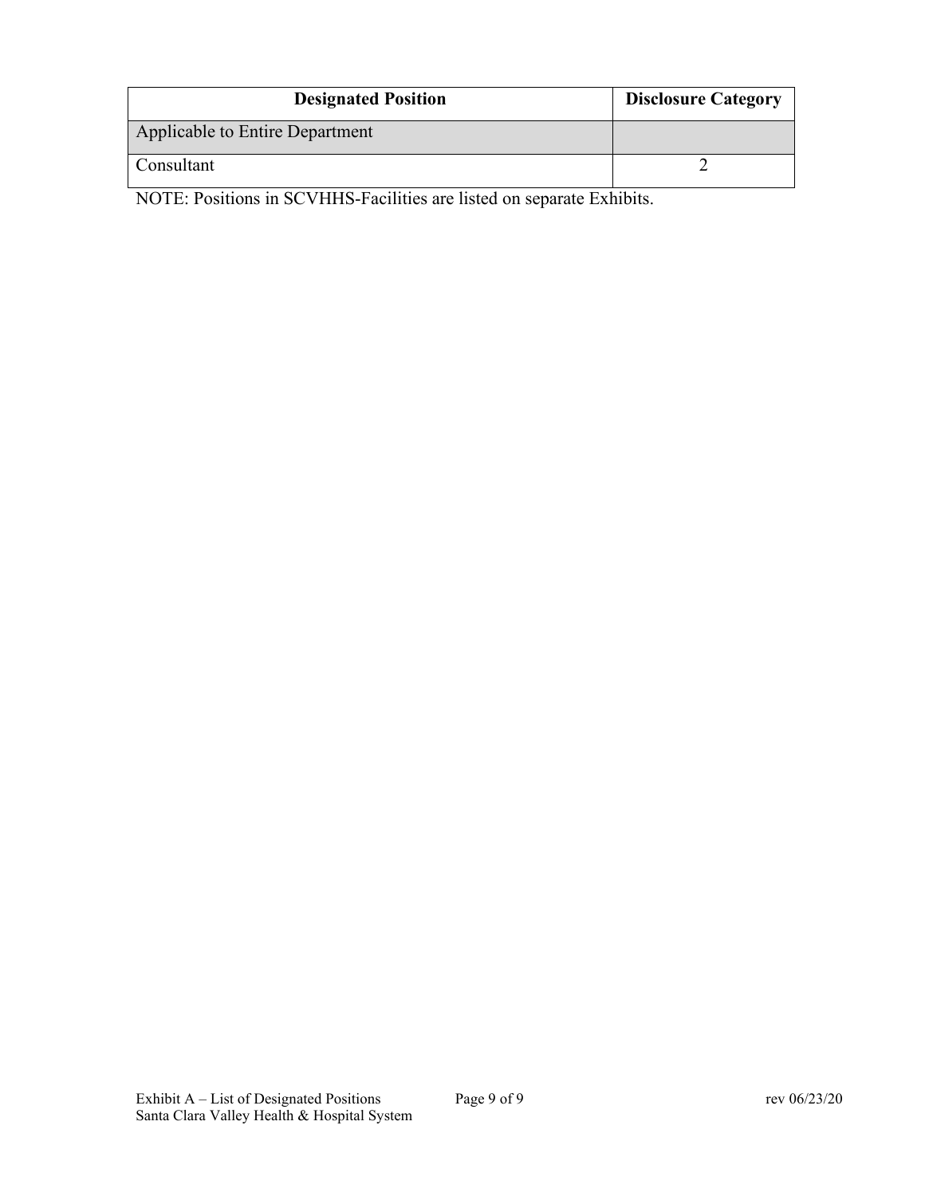| Designated Position | Disclosure Category |
|---|---|
| Applicable to Entire Department | |
| Consultant | 2 |

NOTE: Positions in SCVHHS-Facilities are listed on separate Exhibits.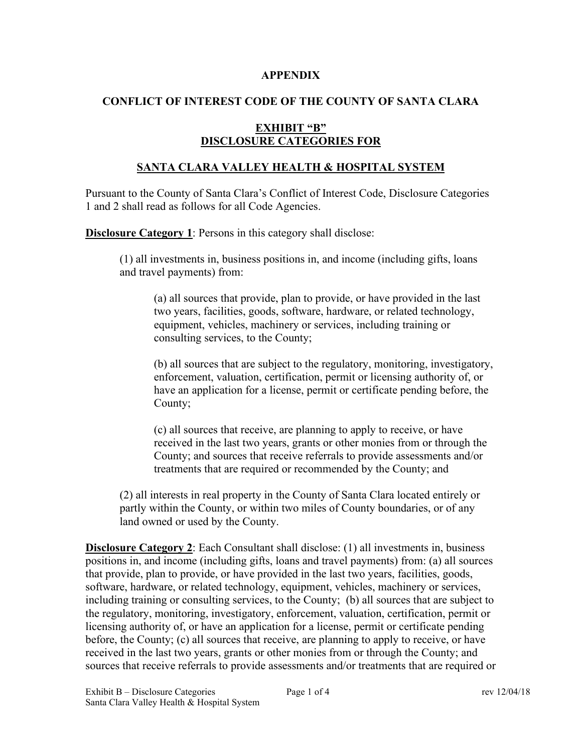**APPENDIX**

**CONFLICT OF INTEREST CODE OF THE COUNTY OF SANTA CLARA**

**EXHIBIT "B"**
**DISCLOSURE CATEGORIES FOR**

**SANTA CLARA VALLEY HEALTH & HOSPITAL SYSTEM**

Pursuant to the County of Santa Clara's Conflict of Interest Code, Disclosure Categories 1 and 2 shall read as follows for all Code Agencies.

**Disclosure Category 1**: Persons in this category shall disclose:

> (1) all investments in, business positions in, and income (including gifts, loans and travel payments) from:
>
> > (a) all sources that provide, plan to provide, or have provided in the last two years, facilities, goods, software, hardware, or related technology, equipment, vehicles, machinery or services, including training or consulting services, to the County;
> >
> > (b) all sources that are subject to the regulatory, monitoring, investigatory, enforcement, valuation, certification, permit or licensing authority of, or have an application for a license, permit or certificate pending before, the County;
> >
> > (c) all sources that receive, are planning to apply to receive, or have received in the last two years, grants or other monies from or through the County; and sources that receive referrals to provide assessments and/or treatments that are required or recommended by the County; and
>
> (2) all interests in real property in the County of Santa Clara located entirely or partly within the County, or within two miles of County boundaries, or of any land owned or used by the County.

**Disclosure Category 2**: Each Consultant shall disclose: (1) all investments in, business positions in, and income (including gifts, loans and travel payments) from: (a) all sources that provide, plan to provide, or have provided in the last two years, facilities, goods, software, hardware, or related technology, equipment, vehicles, machinery or services, including training or consulting services, to the County; (b) all sources that are subject to the regulatory, monitoring, investigatory, enforcement, valuation, certification, permit or licensing authority of, or have an application for a license, permit or certificate pending before, the County; (c) all sources that receive, are planning to apply to receive, or have received in the last two years, grants or other monies from or through the County; and sources that receive referrals to provide assessments and/or treatments that are required or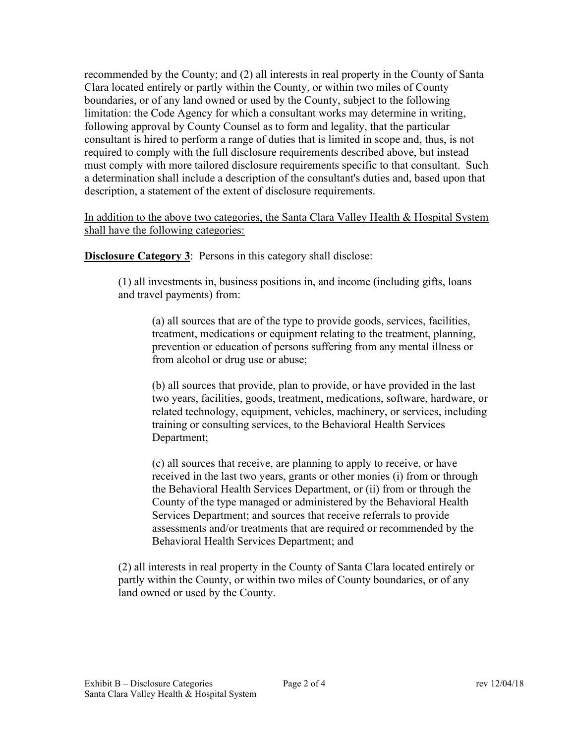recommended by the County; and (2) all interests in real property in the County of Santa Clara located entirely or partly within the County, or within two miles of County boundaries, or of any land owned or used by the County, subject to the following limitation: the Code Agency for which a consultant works may determine in writing, following approval by County Counsel as to form and legality, that the particular consultant is hired to perform a range of duties that is limited in scope and, thus, is not required to comply with the full disclosure requirements described above, but instead must comply with more tailored disclosure requirements specific to that consultant. Such a determination shall include a description of the consultant's duties and, based upon that description, a statement of the extent of disclosure requirements.

<u>In addition to the above two categories, the Santa Clara Valley Health & Hospital System shall have the following categories:</u>

**<u>Disclosure Category 3</u>**: Persons in this category shall disclose:

(1) all investments in, business positions in, and income (including gifts, loans and travel payments) from:

(a) all sources that are of the type to provide goods, services, facilities, treatment, medications or equipment relating to the treatment, planning, prevention or education of persons suffering from any mental illness or from alcohol or drug use or abuse;

(b) all sources that provide, plan to provide, or have provided in the last two years, facilities, goods, treatment, medications, software, hardware, or related technology, equipment, vehicles, machinery, or services, including training or consulting services, to the Behavioral Health Services Department;

(c) all sources that receive, are planning to apply to receive, or have received in the last two years, grants or other monies (i) from or through the Behavioral Health Services Department, or (ii) from or through the County of the type managed or administered by the Behavioral Health Services Department; and sources that receive referrals to provide assessments and/or treatments that are required or recommended by the Behavioral Health Services Department; and

(2) all interests in real property in the County of Santa Clara located entirely or partly within the County, or within two miles of County boundaries, or of any land owned or used by the County.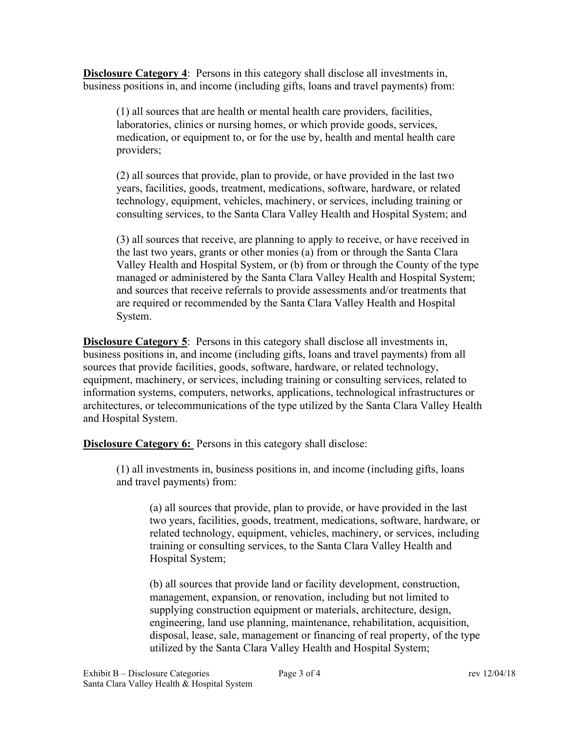**<u>Disclosure Category 4</u>**: Persons in this category shall disclose all investments in, business positions in, and income (including gifts, loans and travel payments) from:

(1) all sources that are health or mental health care providers, facilities, laboratories, clinics or nursing homes, or which provide goods, services, medication, or equipment to, or for the use by, health and mental health care providers;

(2) all sources that provide, plan to provide, or have provided in the last two years, facilities, goods, treatment, medications, software, hardware, or related technology, equipment, vehicles, machinery, or services, including training or consulting services, to the Santa Clara Valley Health and Hospital System; and

(3) all sources that receive, are planning to apply to receive, or have received in the last two years, grants or other monies (a) from or through the Santa Clara Valley Health and Hospital System, or (b) from or through the County of the type managed or administered by the Santa Clara Valley Health and Hospital System; and sources that receive referrals to provide assessments and/or treatments that are required or recommended by the Santa Clara Valley Health and Hospital System.

**<u>Disclosure Category 5</u>**: Persons in this category shall disclose all investments in, business positions in, and income (including gifts, loans and travel payments) from all sources that provide facilities, goods, software, hardware, or related technology, equipment, machinery, or services, including training or consulting services, related to information systems, computers, networks, applications, technological infrastructures or architectures, or telecommunications of the type utilized by the Santa Clara Valley Health and Hospital System.

**<u>Disclosure Category 6:</u>** Persons in this category shall disclose:

(1) all investments in, business positions in, and income (including gifts, loans and travel payments) from:

(a) all sources that provide, plan to provide, or have provided in the last two years, facilities, goods, treatment, medications, software, hardware, or related technology, equipment, vehicles, machinery, or services, including training or consulting services, to the Santa Clara Valley Health and Hospital System;

(b) all sources that provide land or facility development, construction, management, expansion, or renovation, including but not limited to supplying construction equipment or materials, architecture, design, engineering, land use planning, maintenance, rehabilitation, acquisition, disposal, lease, sale, management or financing of real property, of the type utilized by the Santa Clara Valley Health and Hospital System;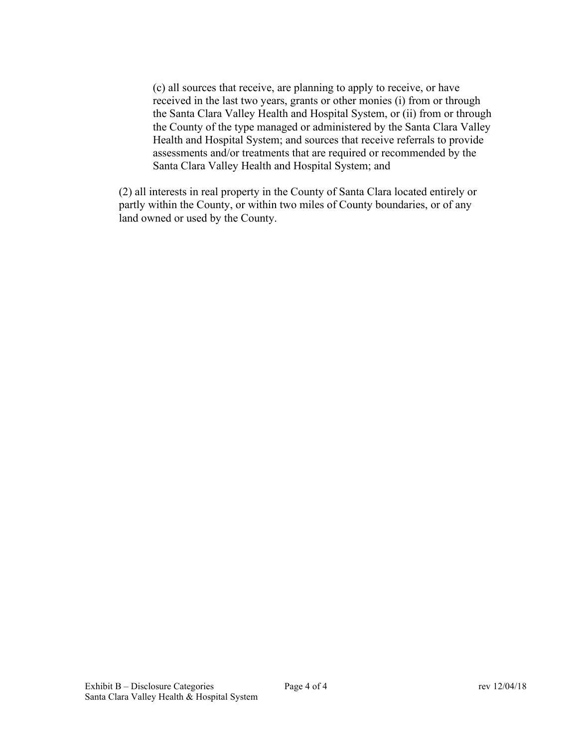(c) all sources that receive, are planning to apply to receive, or have received in the last two years, grants or other monies (i) from or through the Santa Clara Valley Health and Hospital System, or (ii) from or through the County of the type managed or administered by the Santa Clara Valley Health and Hospital System; and sources that receive referrals to provide assessments and/or treatments that are required or recommended by the Santa Clara Valley Health and Hospital System; and

(2) all interests in real property in the County of Santa Clara located entirely or partly within the County, or within two miles of County boundaries, or of any land owned or used by the County.